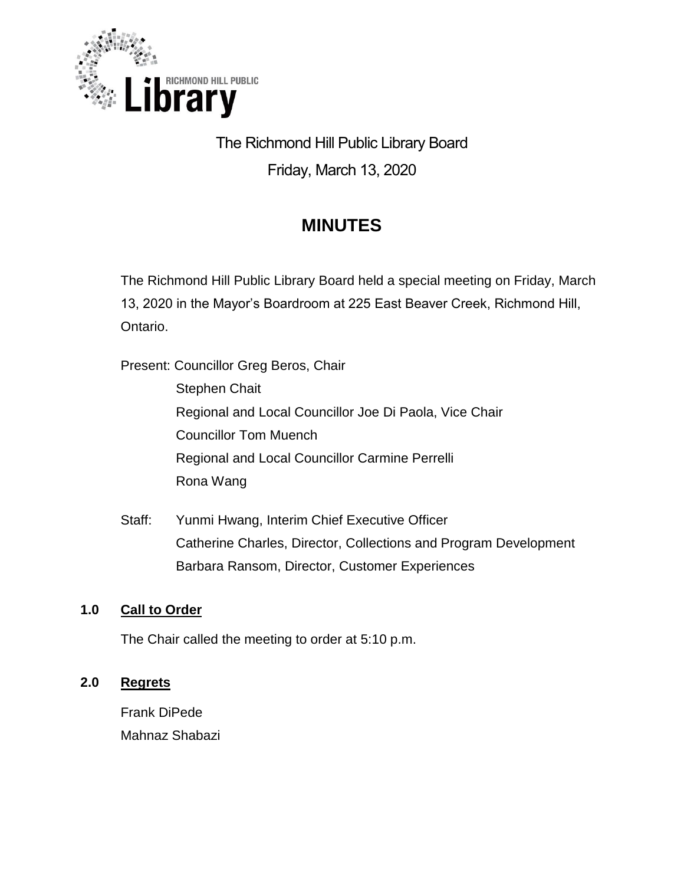The Richmond Hill Public Library Board

Friday, March 13, 2020

# MINUTES

The Richmond Hill Public Library Board held a special meeting on Friday, March 13, 2020 in the Mayor's Boardroom at 225 East Beaver Creek, Richmond Hill, Ontario.

Present: Councillor Greg Beros, Chair
Stephen Chait
Regional and Local Councillor Joe Di Paola, Vice Chair
Councillor Tom Muench
Regional and Local Councillor Carmine Perrelli
Rona Wang

Staff: Yunmi Hwang, Interim Chief Executive Officer
Catherine Charles, Director, Collections and Program Development
Barbara Ransom, Director, Customer Experiences

## 1.0 Call to Order

The Chair called the meeting to order at 5:10 p.m.

## 2.0 Regrets

Frank DiPede
Mahnaz Shabazi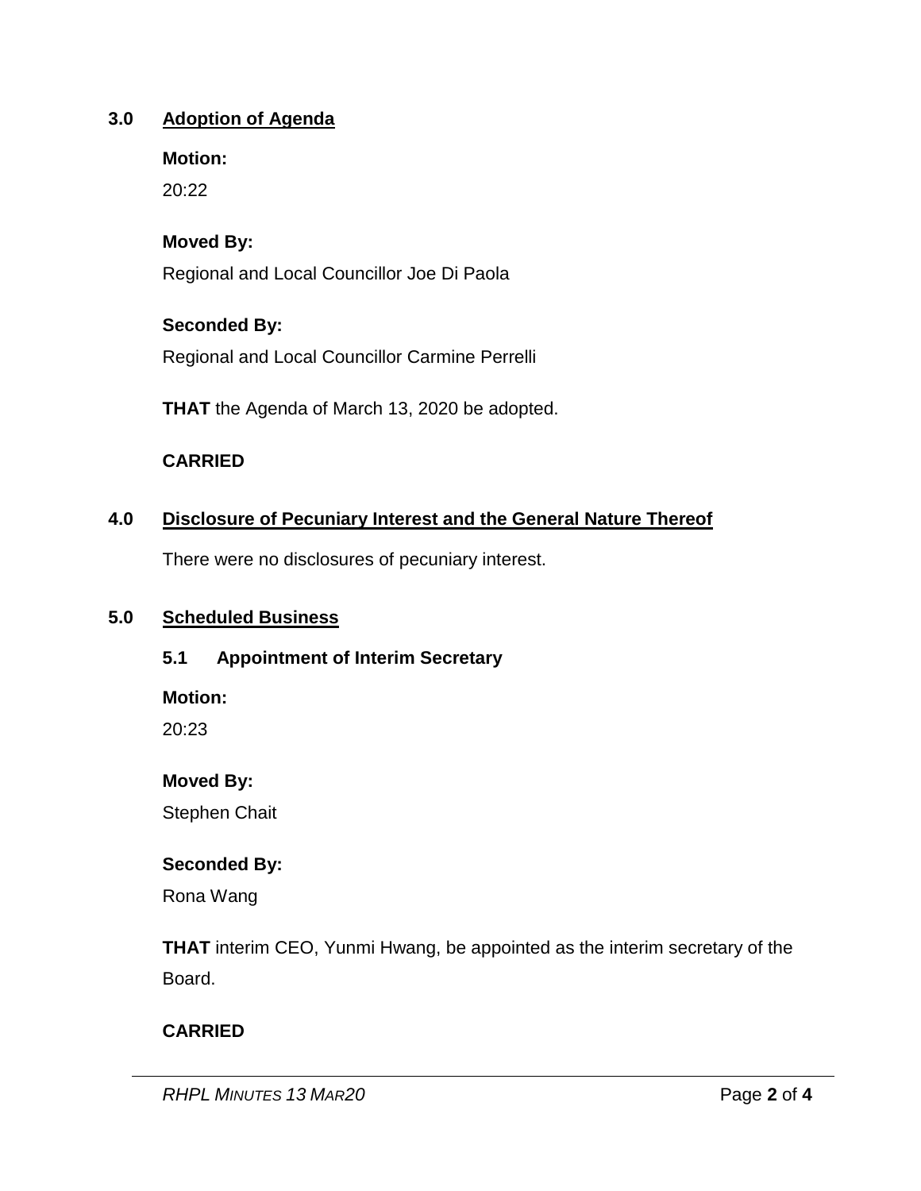## 3.0 Adoption of Agenda

**Motion:**

20:22

**Moved By:**

Regional and Local Councillor Joe Di Paola

**Seconded By:**

Regional and Local Councillor Carmine Perrelli

**THAT** the Agenda of March 13, 2020 be adopted.

**CARRIED**

## 4.0 Disclosure of Pecuniary Interest and the General Nature Thereof

There were no disclosures of pecuniary interest.

## 5.0 Scheduled Business

### 5.1 Appointment of Interim Secretary

**Motion:**

20:23

**Moved By:**

Stephen Chait

**Seconded By:**

Rona Wang

**THAT** interim CEO, Yunmi Hwang, be appointed as the interim secretary of the Board.

**CARRIED**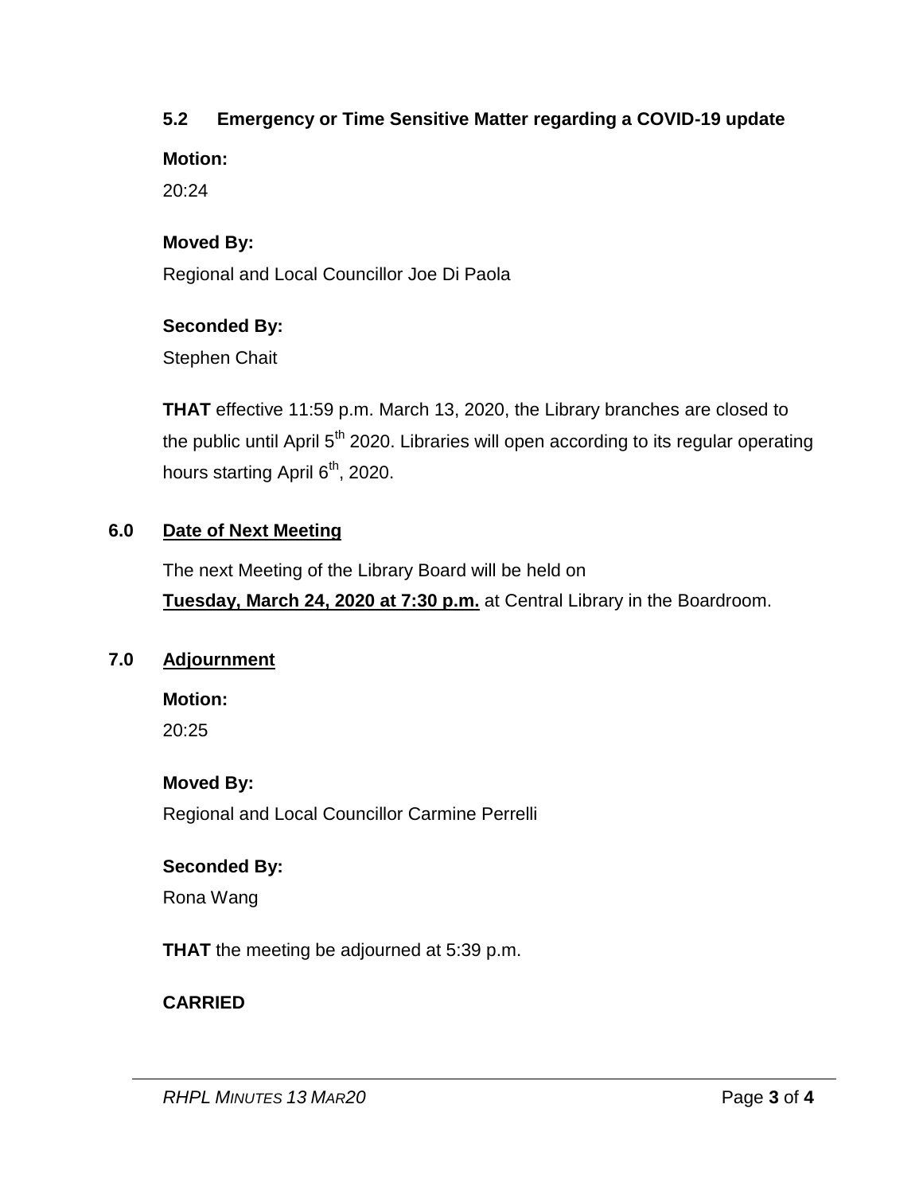### 5.2 Emergency or Time Sensitive Matter regarding a COVID-19 update

**Motion:**

20:24

**Moved By:**

Regional and Local Councillor Joe Di Paola

**Seconded By:**

Stephen Chait

**THAT** effective 11:59 p.m. March 13, 2020, the Library branches are closed to the public until April 5th 2020. Libraries will open according to its regular operating hours starting April 6th, 2020.

## 6.0 Date of Next Meeting

The next Meeting of the Library Board will be held on **Tuesday, March 24, 2020 at 7:30 p.m.** at Central Library in the Boardroom.

## 7.0 Adjournment

**Motion:**

20:25

**Moved By:**

Regional and Local Councillor Carmine Perrelli

**Seconded By:**

Rona Wang

**THAT** the meeting be adjourned at 5:39 p.m.

**CARRIED**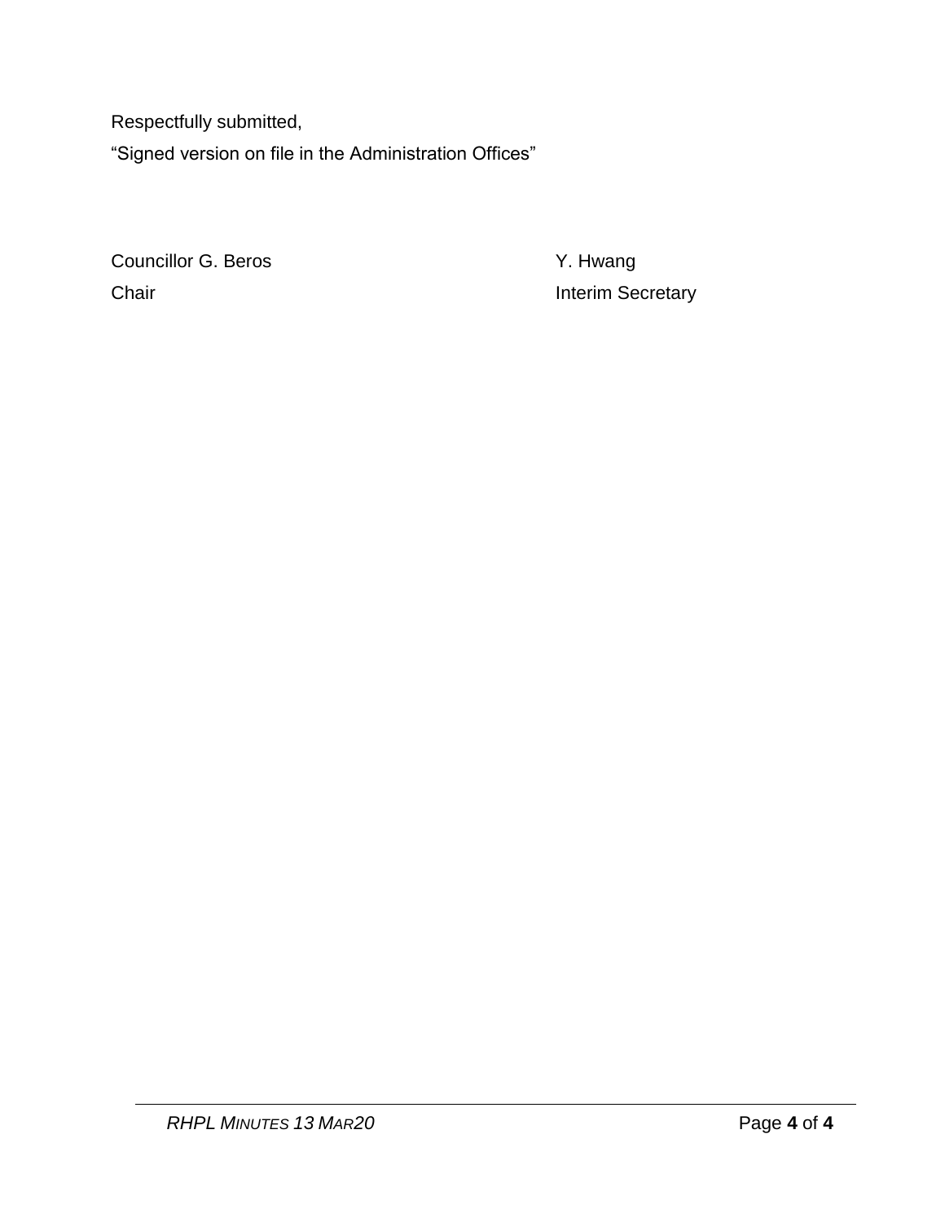Respectfully submitted,

“Signed version on file in the Administration Offices”

| | |
|---|---|
| Councillor G. Beros | Y. Hwang |
| Chair | Interim Secretary |